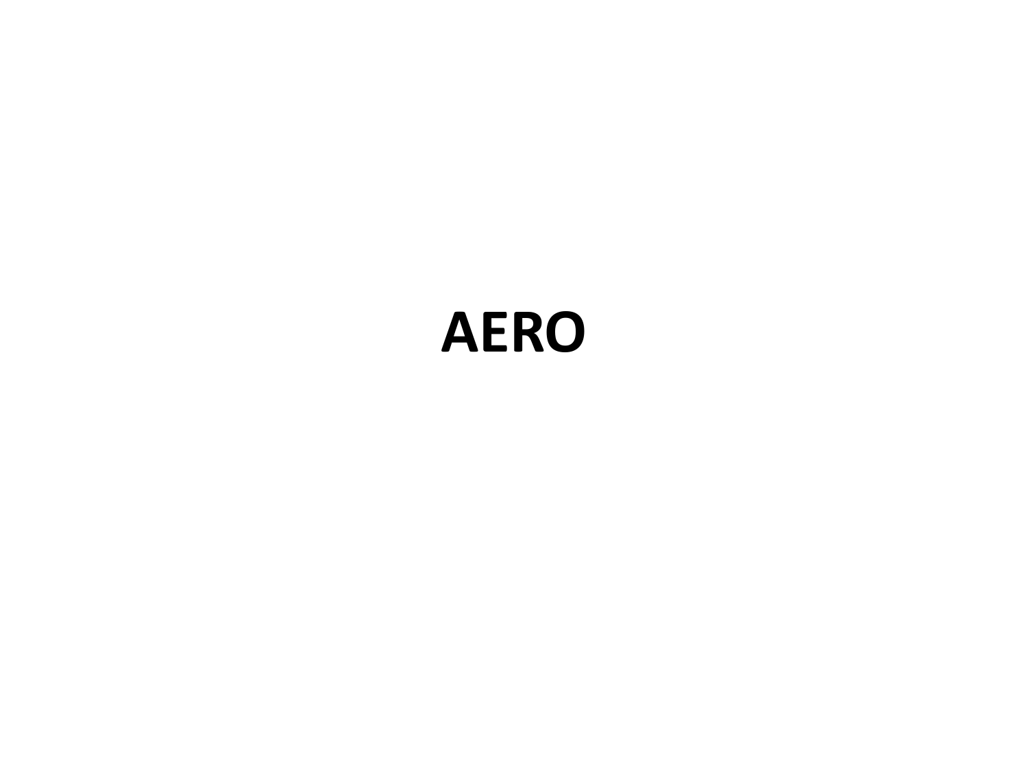# AERO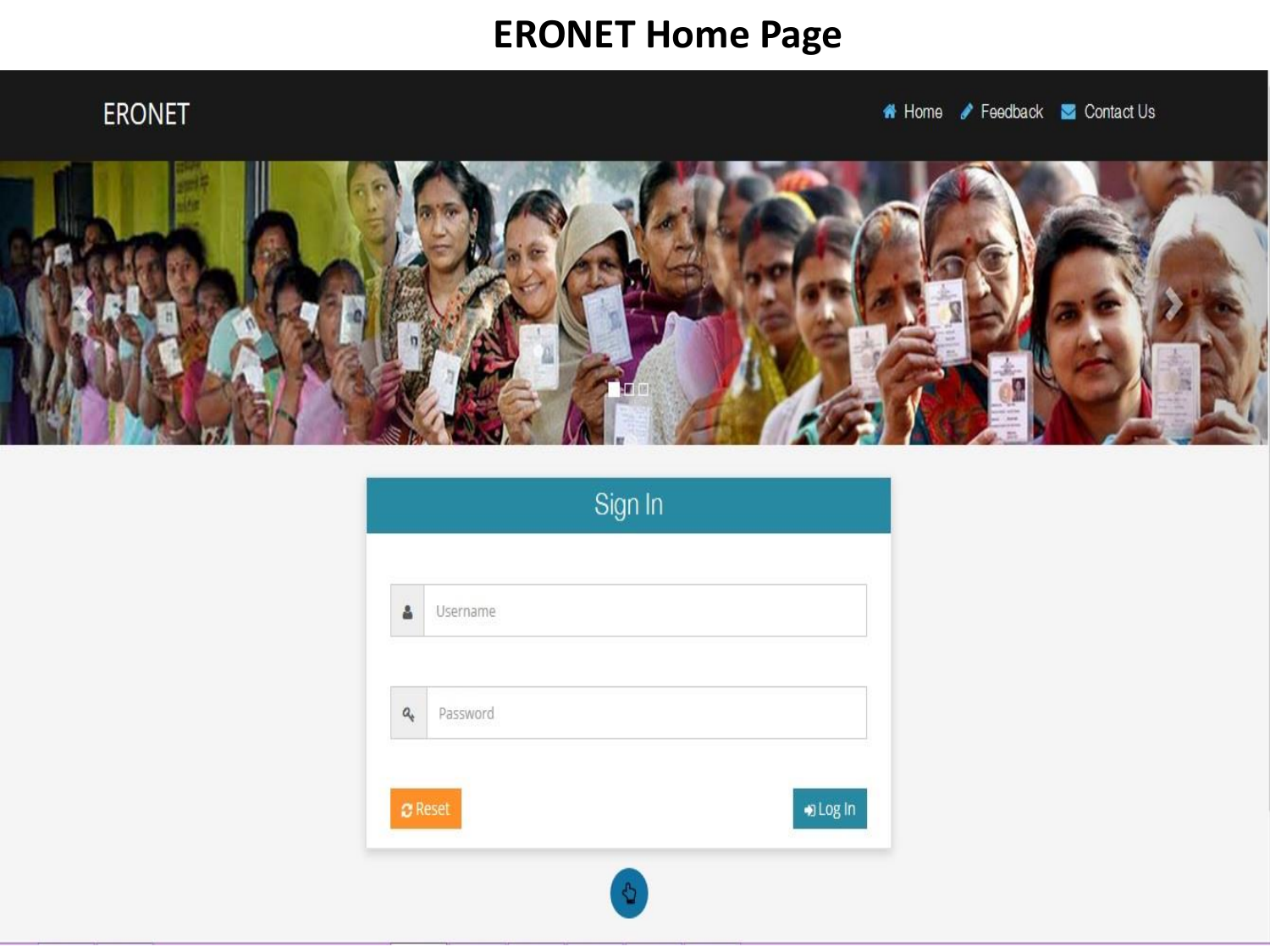# ERONET Home Page

ERONET

Home Feedback Contact Us

Sign In

Username

Password

Reset

Log In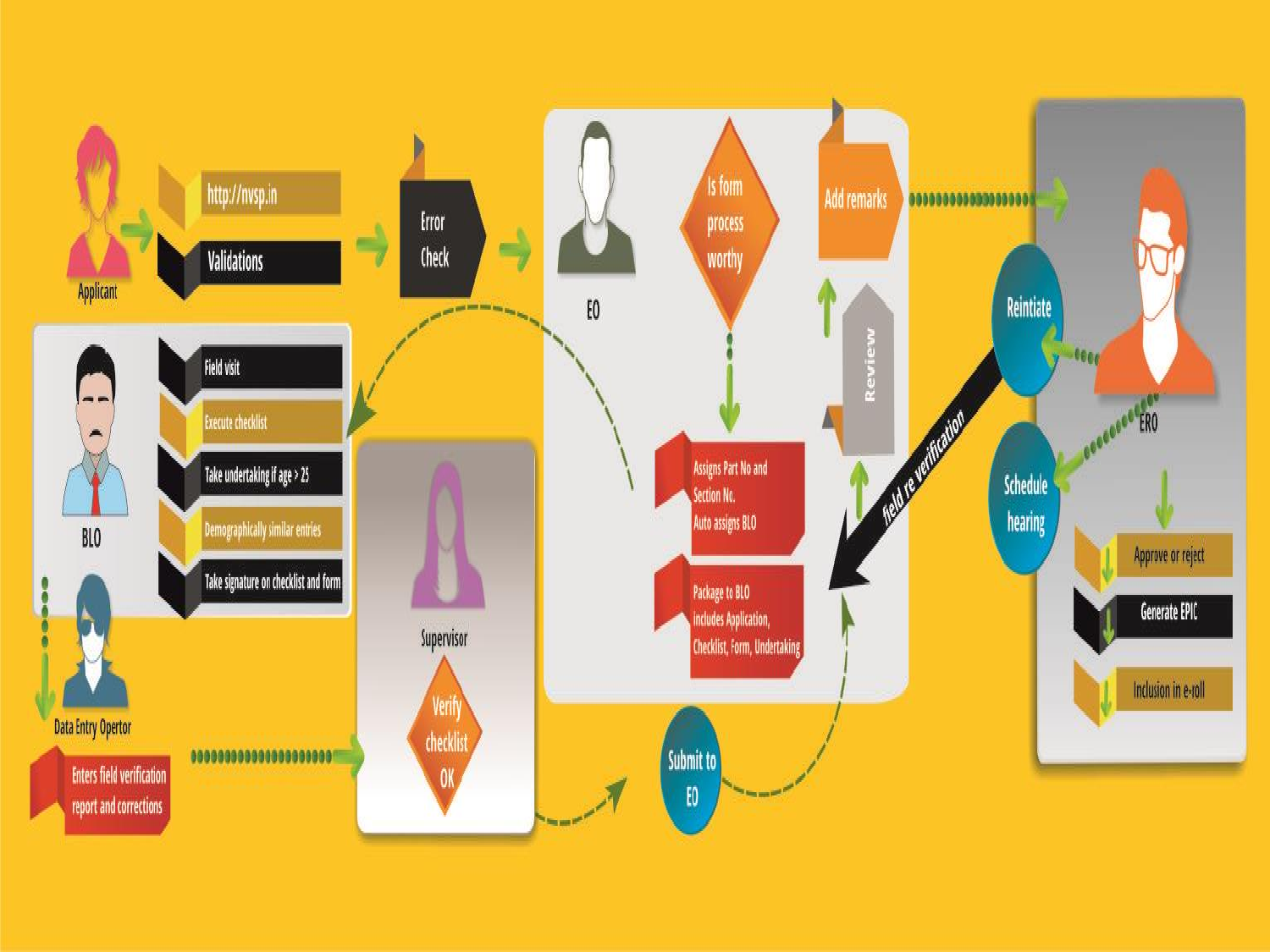Applicant

http://nvsp.in

Validations

Error Check

EO

Is form process worthy

Add remarks

Review

Assigns Part No and Section No. Auto assigns BLO

Package to BLO Includes Application, Checklist, Form, Undertaking

field re verification

ERO

Reintiate

Schedule hearing

Approve or reject

Generate EPIC

Inclusion in e-roll

BLO

Field visit

Execute checklist

Take undertaking if age > 25

Demographically similar entries

Take signature on checklist and form

Data Entry Opertor

Enters field verification report and corrections

Supervisor

Verify checklist OK

Submit to EO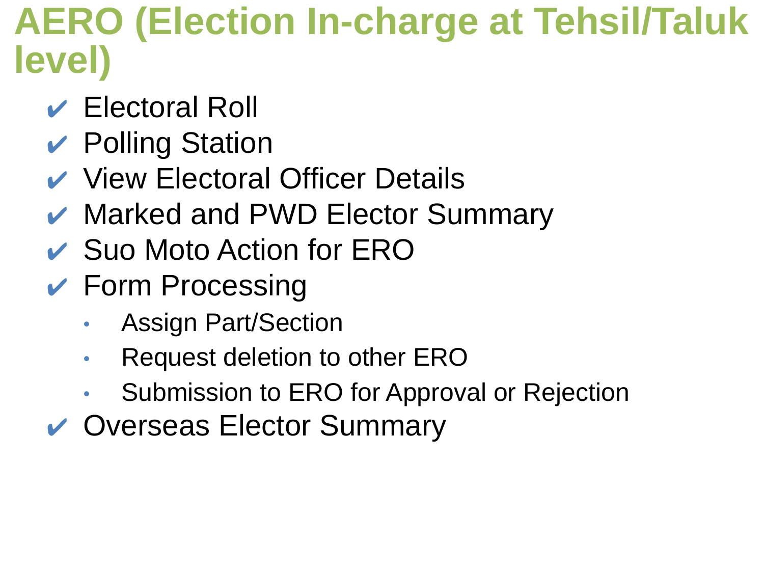# AERO (Election In-charge at Tehsil/Taluk level)

- ✔ Electoral Roll
- ✔ Polling Station
- ✔ View Electoral Officer Details
- ✔ Marked and PWD Elector Summary
- ✔ Suo Moto Action for ERO
- ✔ Form Processing
  - Assign Part/Section
  - Request deletion to other ERO
  - Submission to ERO for Approval or Rejection
- ✔ Overseas Elector Summary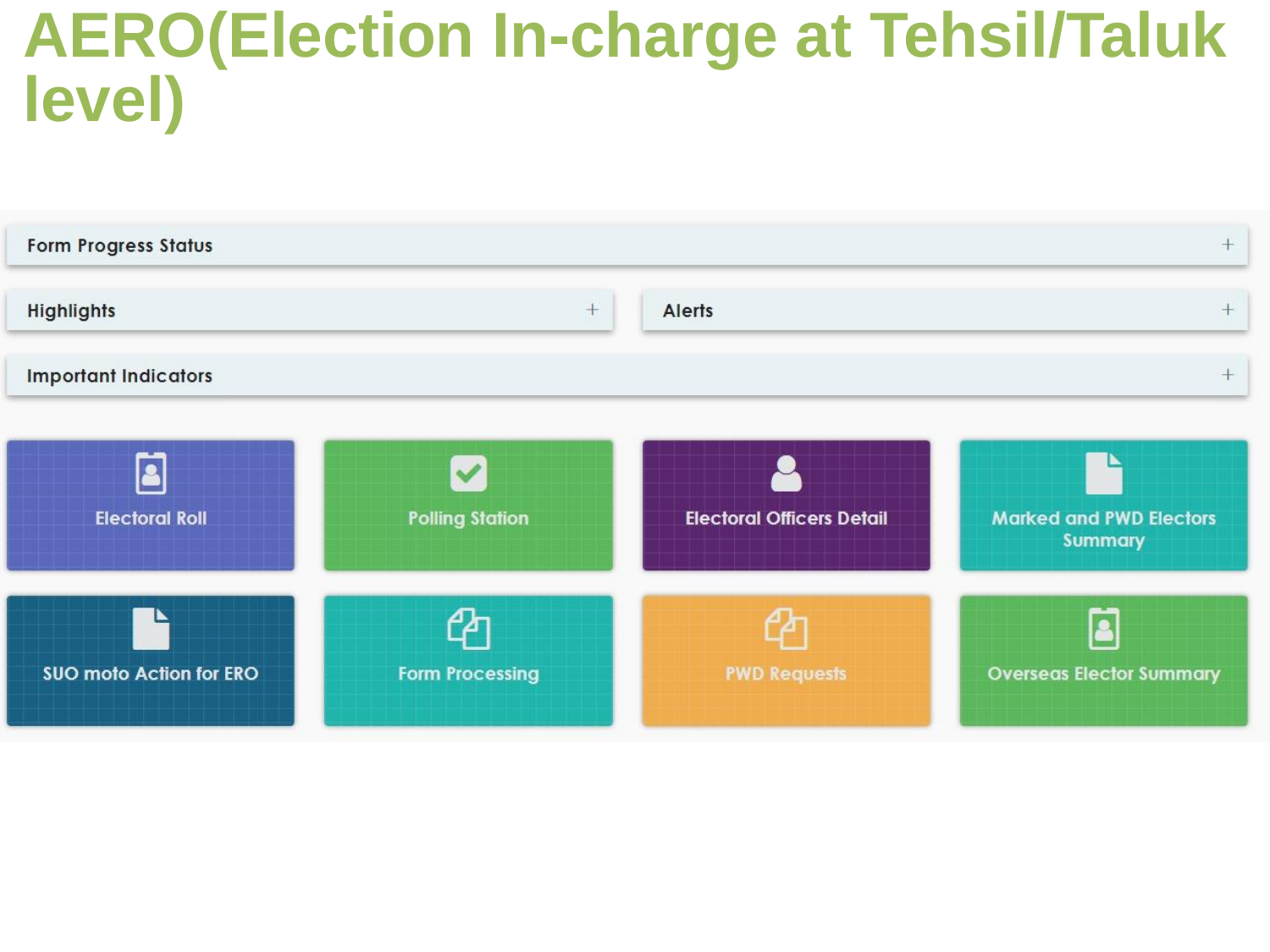# AERO(Election In-charge at Tehsil/Taluk level)

Form Progress Status +

Highlights +

Alerts +

Important Indicators +

Electoral Roll

Polling Station

Electoral Officers Detail

Marked and PWD Electors Summary

SUO moto Action for ERO

Form Processing

PWD Requests

Overseas Elector Summary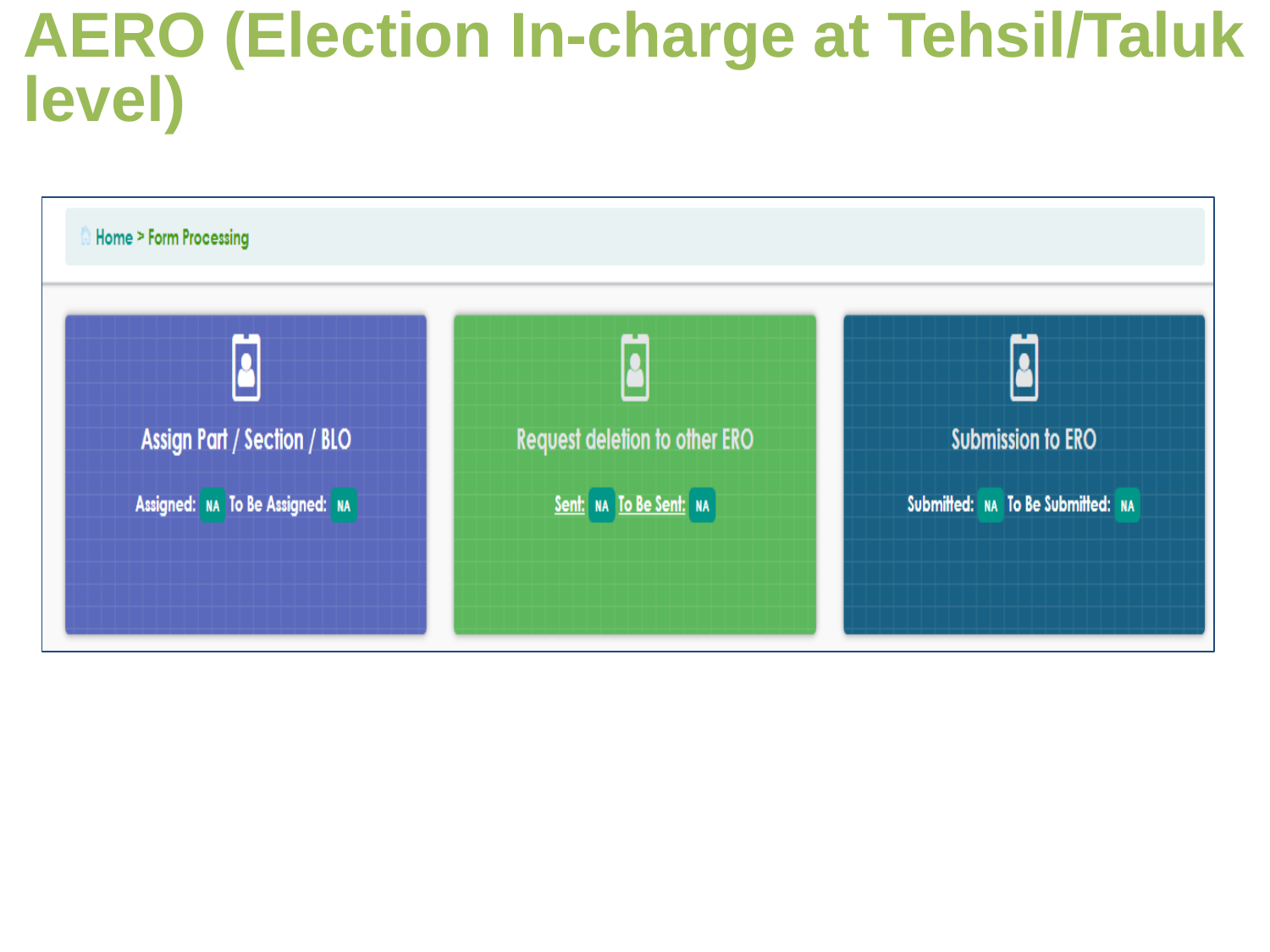# AERO (Election In-charge at Tehsil/Taluk level)

Home > Form Processing

**Assign Part / Section / BLO**

Assigned: NA To Be Assigned: NA

**Request deletion to other ERO**

Sent: NA To Be Sent: NA

**Submission to ERO**

Submitted: NA To Be Submitted: NA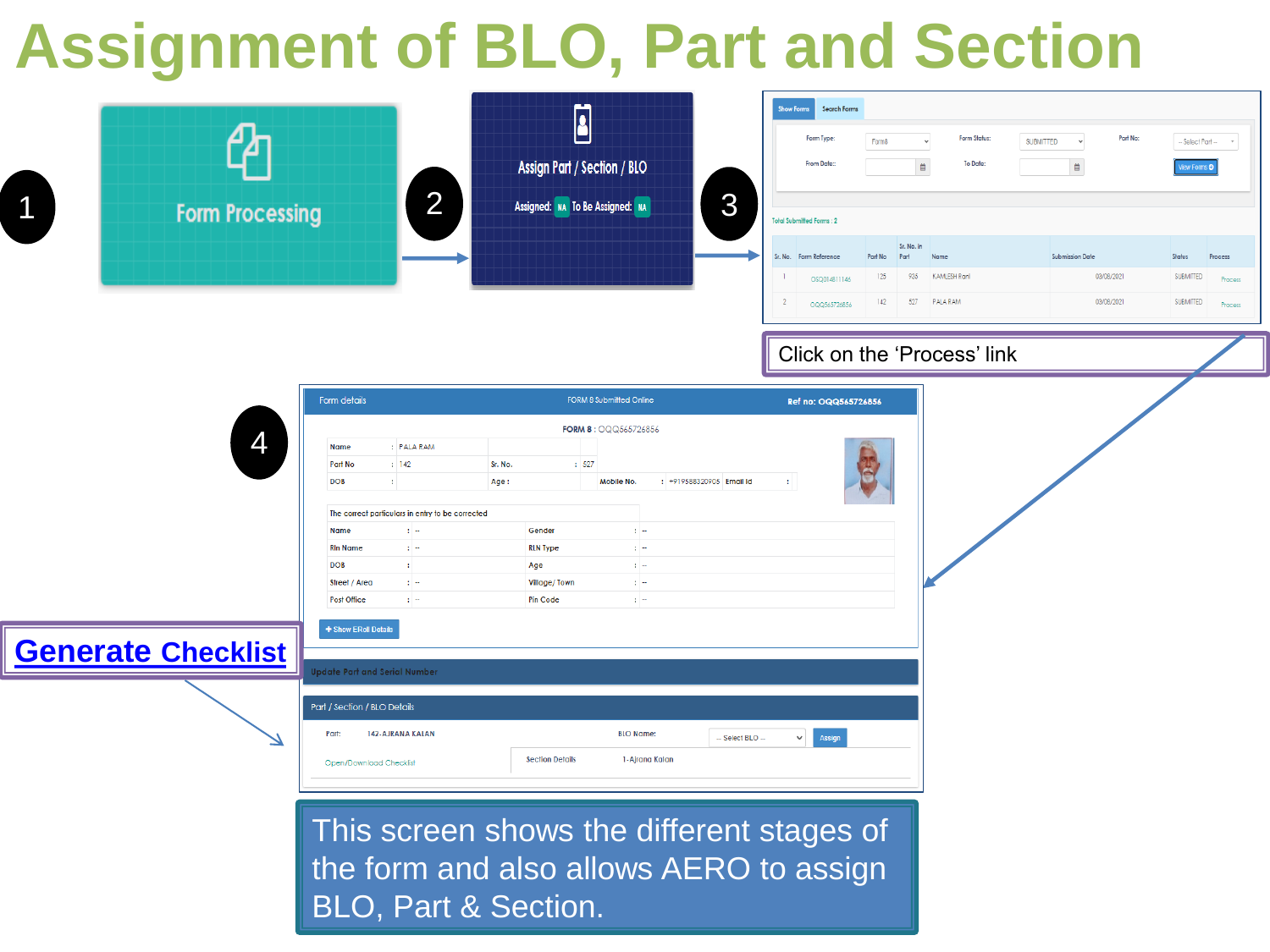# Assignment of BLO, Part and Section

1. Form Processing

2. Assign Part / Section / BLO — Assigned: NA To Be Assigned: NA

3. Show Forms / Search Forms

Form Type: Form8 | Form Status: SUBMITTED | Part No: -- Select Part --

From Date: | To Date: | View Forms

Total Submitted Forms : 2

| Sr. No. | Form Reference | Part No | Sr. No. in Part | Name | Submission Date | Status | Process |
|---|---|---|---|---|---|---|---|
| 1 | OSQ314811146 | 125 | 905 | KAMLESH Rani | 03/08/2021 | SUBMITTED | Process |
| 2 | OQQ565726856 | 142 | 527 | PALA RAM | 03/08/2021 | SUBMITTED | Process |

Click on the 'Process' link

4. Form details — FORM 8 Submitted Online — Ref no: OQQ565726856

FORM 8 : OQQ565726856

| Name | : | PALA RAM | | | |
|---|---|---|---|---|---|
| Part No | : | 142 | Sr. No. | : | 527 |
| DOB | : | | Age : | | |

Mobile No. : +919588320905 | Email Id :

The correct particulars in entry to be corrected

| Name | : -- | Gender | : -- |
|---|---|---|---|
| Rln Name | : -- | RLN Type | : -- |
| DOB | : | Age | : -- |
| Street / Area | : -- | Village/ Town | : -- |
| Post Office | : -- | Pin Code | : -- |

+ Show ERoll Details

Update Part and Serial Number

Part / Section / BLO Details

Part: 142-AJRANA KALAN | BLO Name: -- Select BLO -- | Assign

Open/Download Checklist | Section Details | 1-Ajrana Kalan

**Generate Checklist**

This screen shows the different stages of the form and also allows AERO to assign BLO, Part & Section.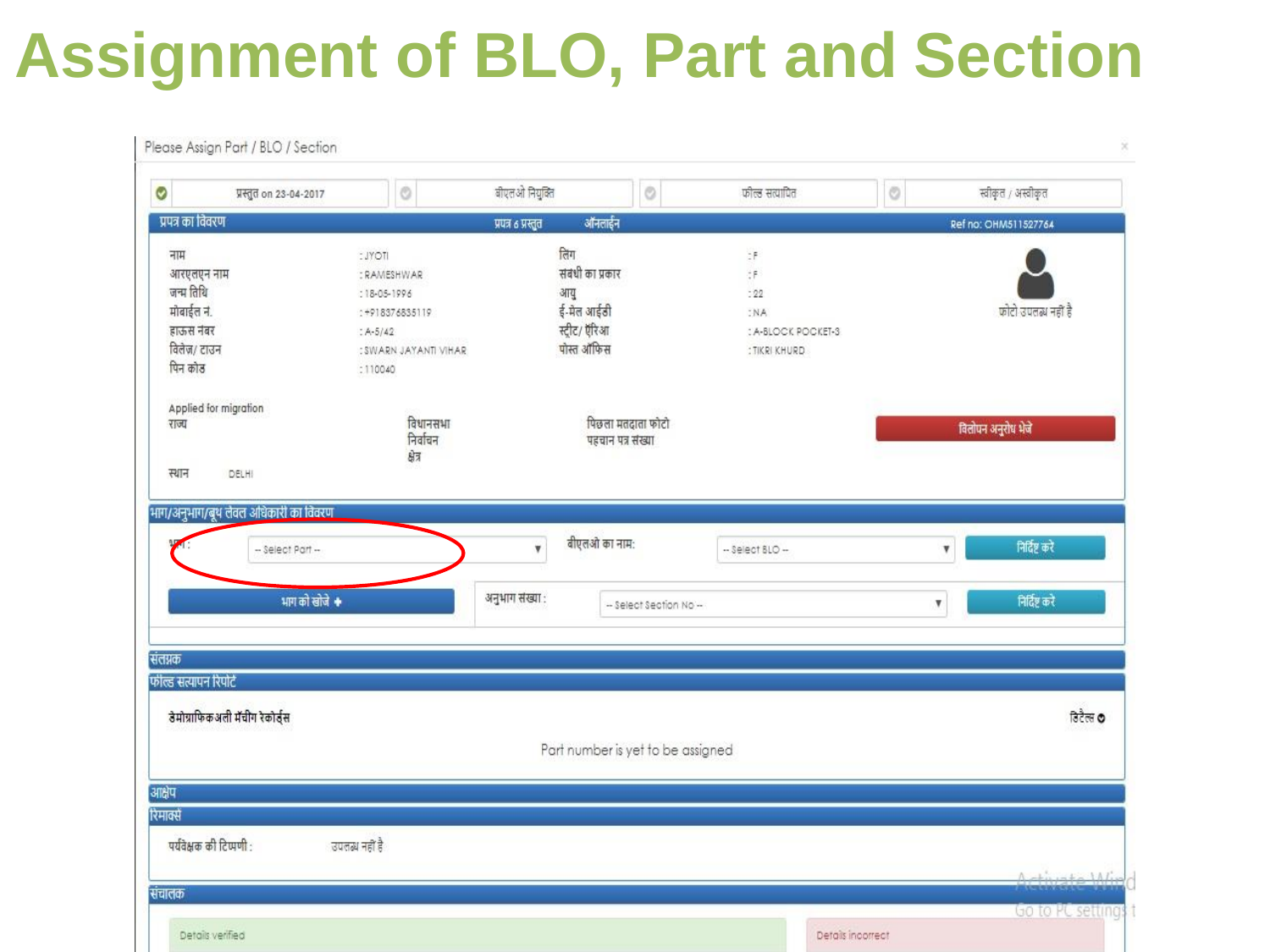# Assignment of BLO, Part and Section

Please Assign Part / BLO / Section

| प्रस्तुत on 23-04-2017 | बीएलओ नियुक्ति | फील्ड सत्यापित | स्वीकृत / अस्वीकृत |
|---|---|---|---|

**प्रपत्र का विवरण** — प्रपत्र 6 प्रस्तुत — ऑनलाईन — Ref no: OHM511527764

| | | | |
|---|---|---|---|
| नाम | : JYOTI | लिंग | : F |
| आरएलएन नाम | : RAMESHWAR | संबंधी का प्रकार | : F |
| जन्म तिथि | : 18-05-1996 | आयु | : 22 |
| मोबाईल न. | : +918376835119 | ई-मेल आईडी | : NA |
| हाऊस नंबर | : A-5/42 | स्ट्रीट/ ऐरिआ | : A-BLOCK POCKET-3 |
| विलेज/ टाउन | : SWARN JAYANTI VIHAR | पोस्ट ऑफिस | : TIKRI KHURD |
| पिन कोड | : 110040 | | |

फोटो उपलब्ध नहीं है

Applied for migration

राज्य — विधानसभा निर्वाचन क्षेत्र — पिछला मतदाता फोटो पहचान पत्र संख्या

स्थान DELHI

विलोपन अनुरोध भेजें

**भाग/अनुभाग/बूथ लेवल अधिकारी का विवरण**

भाग : -- Select Part -- — बीएलओ का नाम: -- Select BLO -- — निर्दिष्ट करें

भाग को खोजे + — अनुभाग संख्या : -- Select Section No -- — निर्दिष्ट करें

**संलग्नक**

**फील्ड सत्यापन रिपोर्ट**

डेमोग्राफिकअली मैचीग रेकोर्ड्स — डिटेल्स

Part number is yet to be assigned

**आक्षेप**

**रिमार्क्स**

पर्यवेक्षक की टिप्पणी : उपलब्ध नहीं है

**संचालक**

Details verified — Details incorrect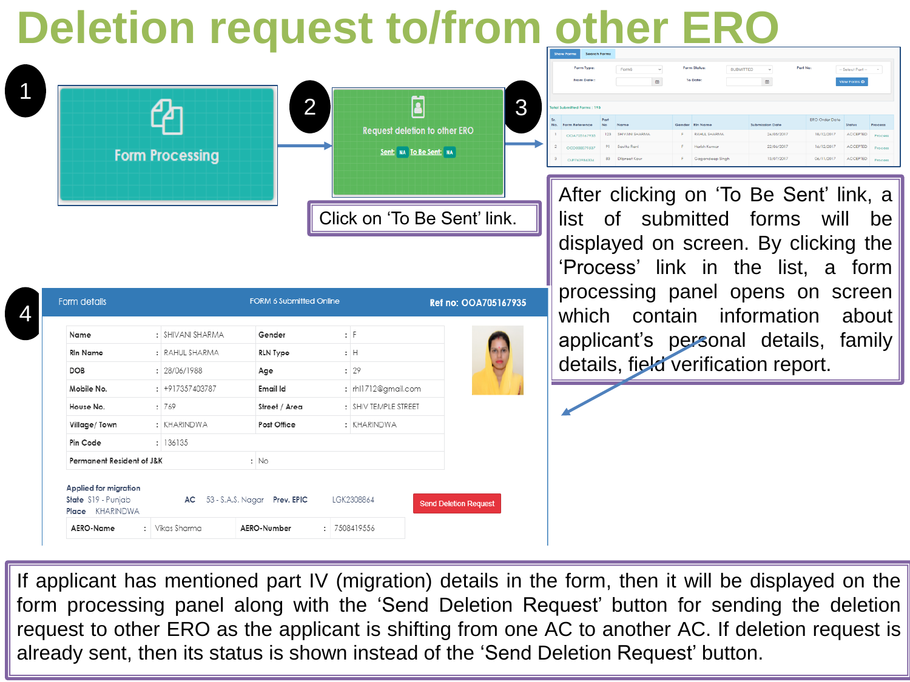# Deletion request to/from other ERO

1

Form Processing

2

Request deletion to other ERO

Sent: NA To Be Sent: NA

Click on 'To Be Sent' link.

3

After clicking on 'To Be Sent' link, a list of submitted forms will be displayed on screen. By clicking the 'Process' link in the list, a form processing panel opens on screen which contain information about applicant's personal details, family details, field verification report.

4

Form details — FORM 6 Submitted Online — Ref no: OOA705167935

| | | | |
|---|---|---|---|
| Name | SHIVANI SHARMA | Gender | F |
| Rln Name | RAHUL SHARMA | RLN Type | H |
| DOB | 28/06/1988 | Age | 29 |
| Mobile No. | +917357403787 | Email Id | rhl1712@gmail.com |
| House No. | 769 | Street / Area | SHIV TEMPLE STREET |
| Village/ Town | KHARINDWA | Post Office | KHARINDWA |
| Pin Code | 136135 | | |
| Permanent Resident of J&K | No | | |

Applied for migration
State S19 - Punjab AC 53 - S.A.S. Nagar Prev. EPIC LGK2308864
Place KHARINDWA

| | | | |
|---|---|---|---|
| AERO-Name | Vikas Sharma | AERO-Number | 7508419556 |

Send Deletion Request

If applicant has mentioned part IV (migration) details in the form, then it will be displayed on the form processing panel along with the 'Send Deletion Request' button for sending the deletion request to other ERO as the applicant is shifting from one AC to another AC. If deletion request is already sent, then its status is shown instead of the 'Send Deletion Request' button.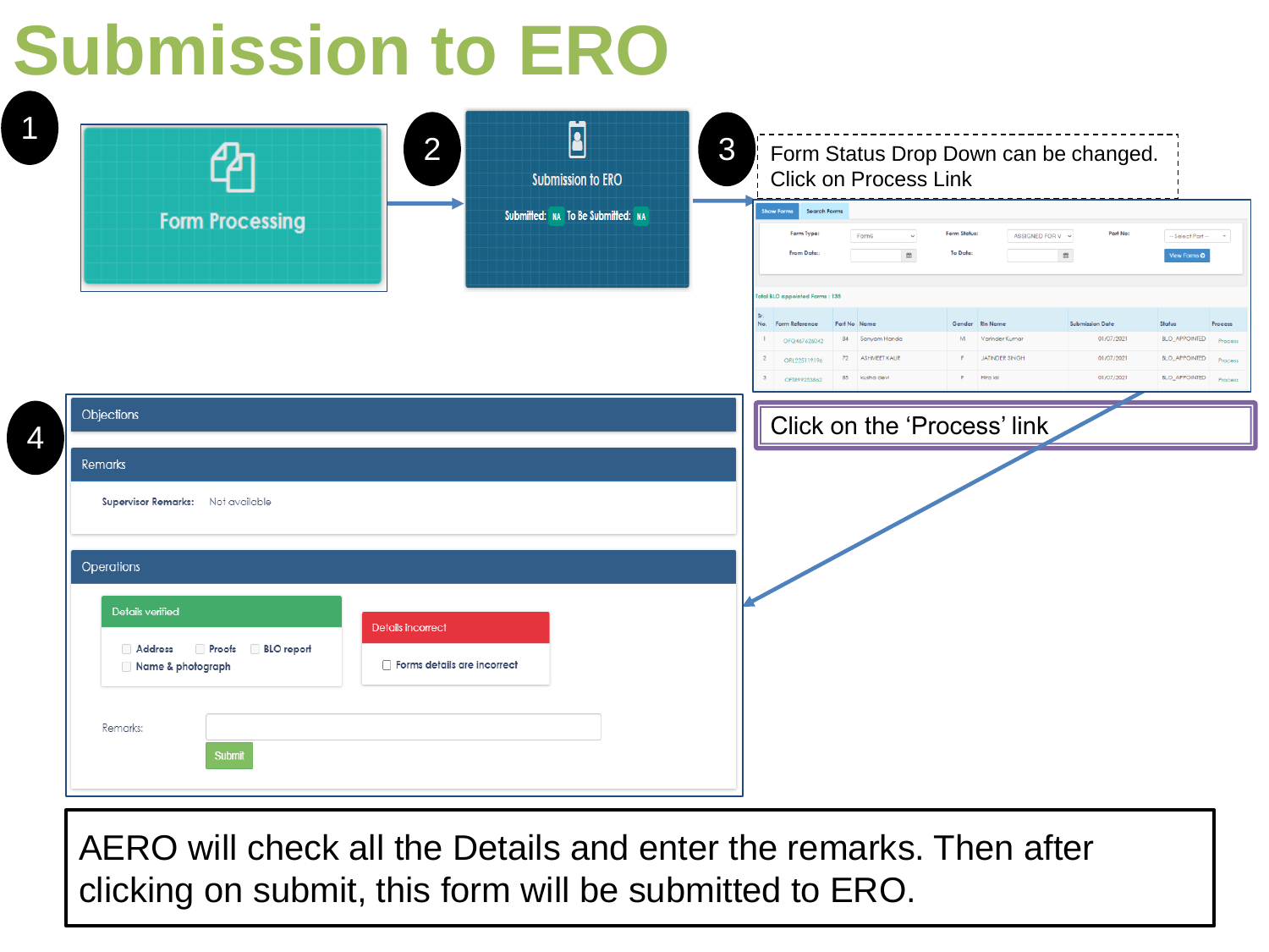# Submission to ERO

1

Form Processing

2

Submission to ERO

Submitted: NA To Be Submitted: NA

3

Form Status Drop Down can be changed. Click on Process Link

Show Forms | Search Forms

Form Type: Form6 | Form Status: ASSIGNED FOR V | Part No: -- Select Part --

From Date: | To Date: | View Forms

Total BLO appointed Forms : 135

| Sr. No. | Form Reference | Part No | Name | Gender | Rln Name | Submission Date | Status | Process |
|---|---|---|---|---|---|---|---|---|
| 1 | OFO467626042 | 84 | Sanyam Handa | M | Varinder Kumar | 01/07/2021 | BLO_APPOINTED | Process |
| 2 | ORL225119196 | 72 | ASHMEET KAUR | F | JATINDER SINGH | 01/07/2021 | BLO_APPOINTED | Process |
| 3 | OPT899253862 | 85 | kusha devi | F | Hira lal | 01/07/2021 | BLO_APPOINTED | Process |

Click on the 'Process' link

4

Objections

Remarks

Supervisor Remarks: Not available

Operations

Details verified

- Address
- Proofs
- BLO report
- Name & photograph

Details incorrect

- Forms details are incorrect

Remarks:

Submit

AERO will check all the Details and enter the remarks. Then after clicking on submit, this form will be submitted to ERO.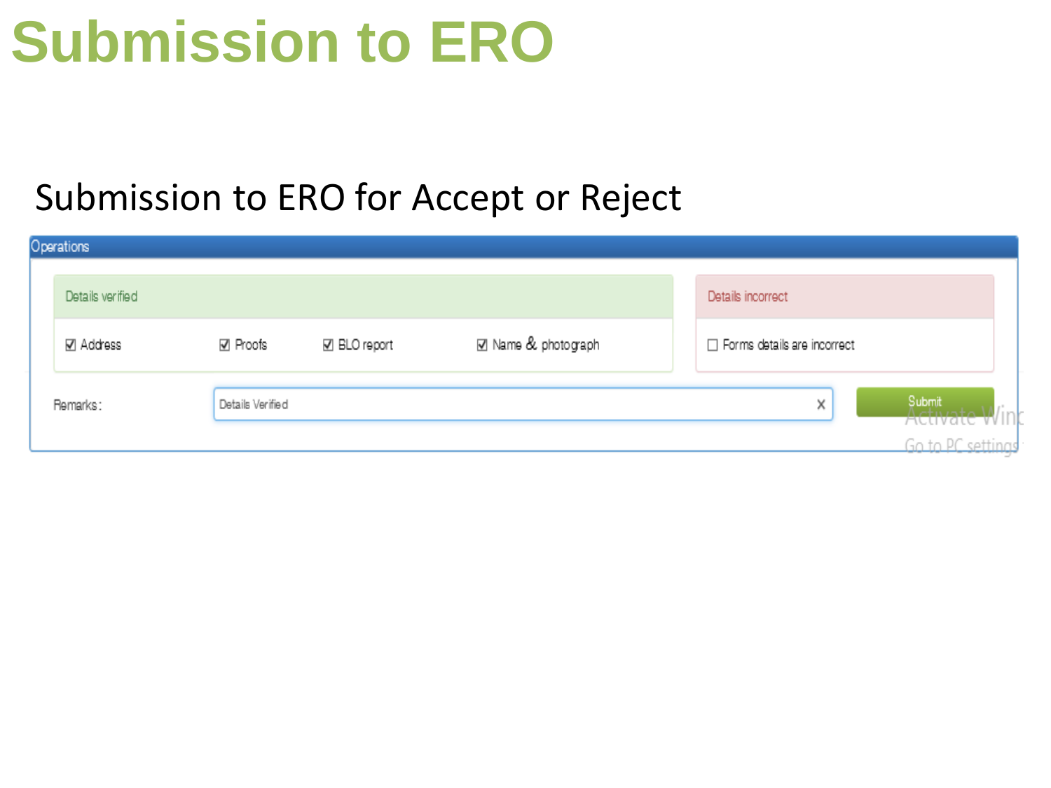# Submission to ERO

Submission to ERO for Accept or Reject

Operations

| Details verified | | | | Details incorrect |
|---|---|---|---|---|
| ☑ Address | ☑ Proofs | ☑ BLO report | ☑ Name & photograph | ☐ Forms details are incorrect |

Remarks: Details Verified

Submit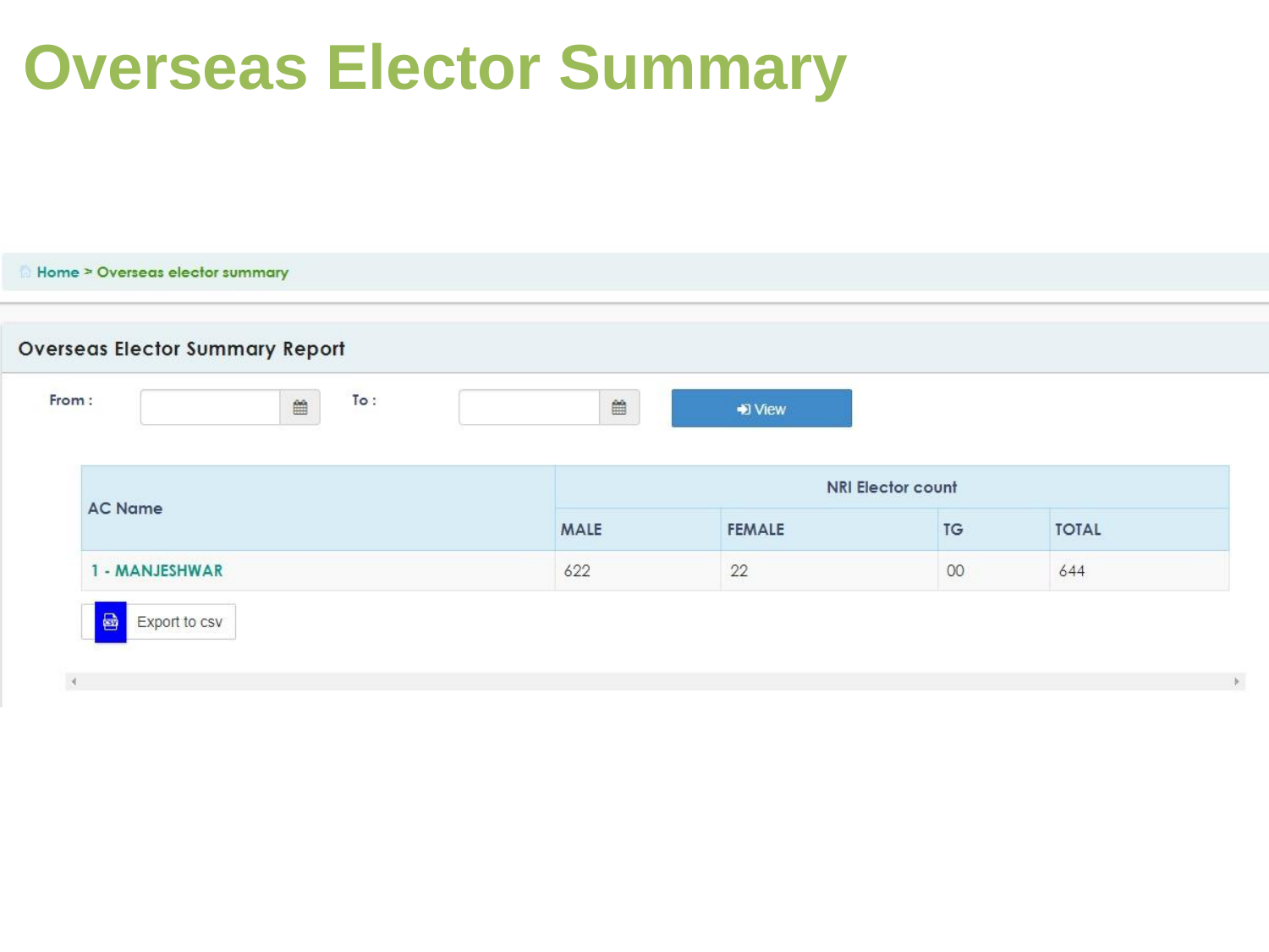# Overseas Elector Summary

Home > Overseas elector summary

## Overseas Elector Summary Report

From : To : View

| AC Name | NRI Elector count | | | |
|---|---|---|---|---|
| | MALE | FEMALE | TG | TOTAL |
| 1 - MANJESHWAR | 622 | 22 | 00 | 644 |

Export to csv